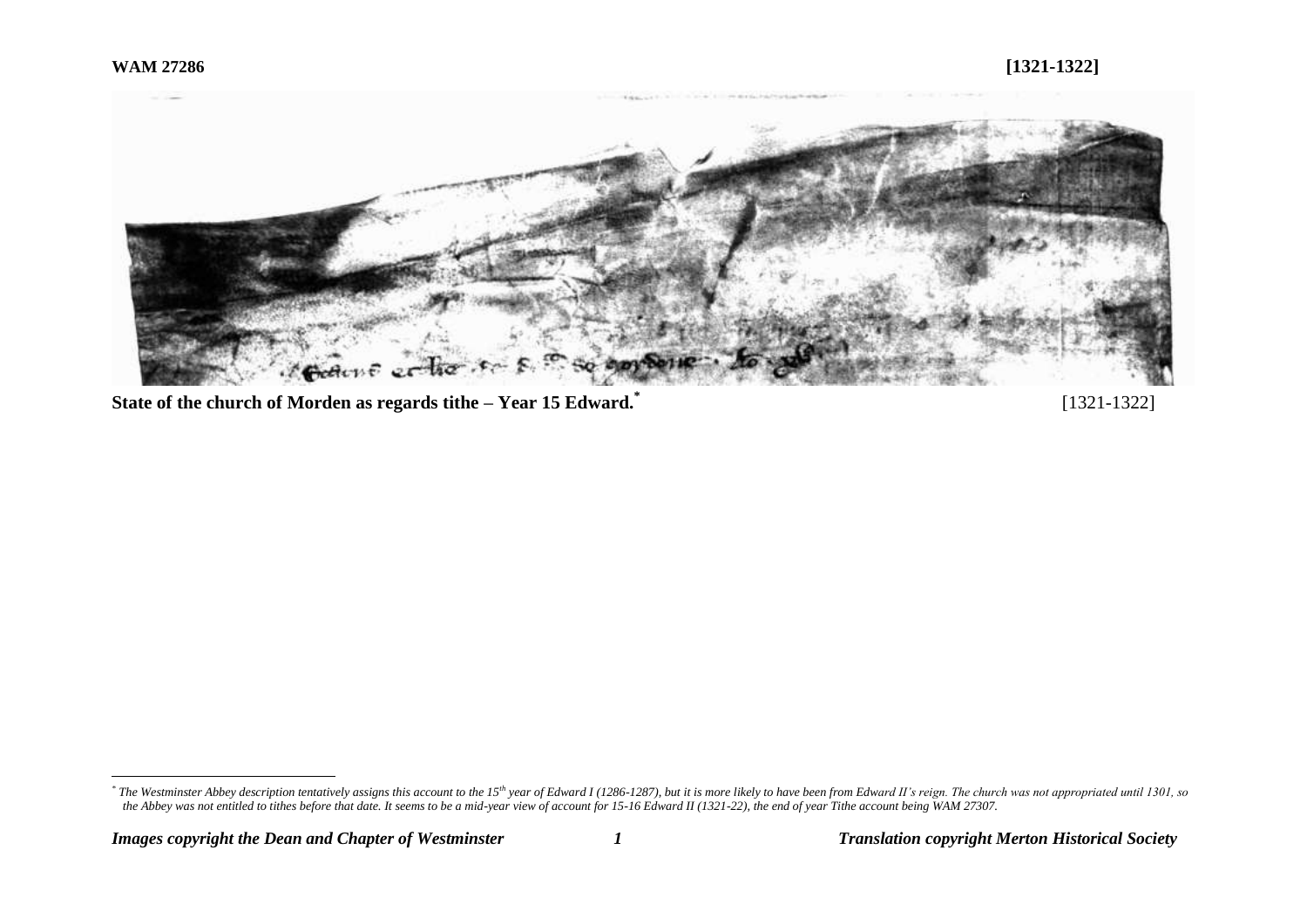**WAM 27286** **[1321-1322]**

**State of the church of Morden as regards tithe – Year 15 Edward.*** [1321-1322]

*\* The Westminster Abbey description tentatively assigns this account to the 15th year of Edward I (1286-1287), but it is more likely to have been from Edward II's reign. The church was not appropriated until 1301, so the Abbey was not entitled to tithes before that date. It seems to be a mid-year view of account for 15-16 Edward II (1321-22), the end of year Tithe account being WAM 27307.*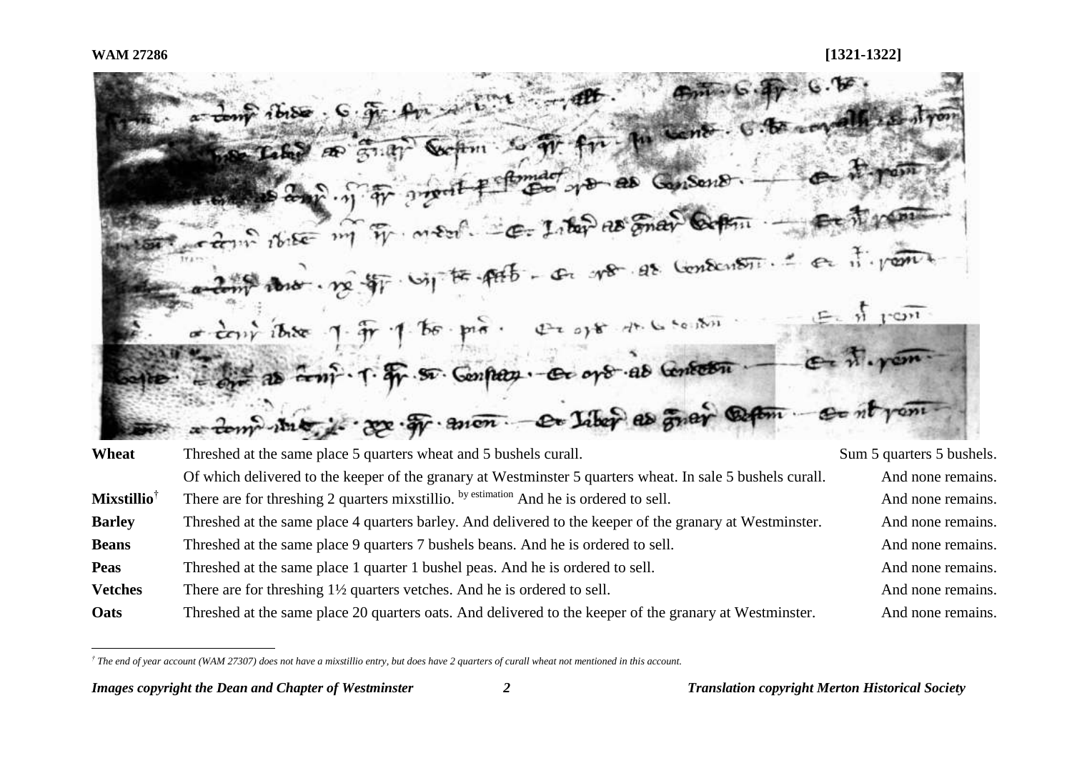| | | |
|---|---|---|
| **Wheat** | Threshed at the same place 5 quarters wheat and 5 bushels curall. | Sum 5 quarters 5 bushels. |
| | Of which delivered to the keeper of the granary at Westminster 5 quarters wheat. In sale 5 bushels curall. | And none remains. |
| **Mixstillio**[†] | There are for threshing 2 quarters mixstillio. by estimation And he is ordered to sell. | And none remains. |
| **Barley** | Threshed at the same place 4 quarters barley. And delivered to the keeper of the granary at Westminster. | And none remains. |
| **Beans** | Threshed at the same place 9 quarters 7 bushels beans. And he is ordered to sell. | And none remains. |
| **Peas** | Threshed at the same place 1 quarter 1 bushel peas. And he is ordered to sell. | And none remains. |
| **Vetches** | There are for threshing 1½ quarters vetches. And he is ordered to sell. | And none remains. |
| **Oats** | Threshed at the same place 20 quarters oats. And delivered to the keeper of the granary at Westminster. | And none remains. |

*[†] The end of year account (WAM 27307) does not have a mixstillio entry, but does have 2 quarters of curall wheat not mentioned in this account.*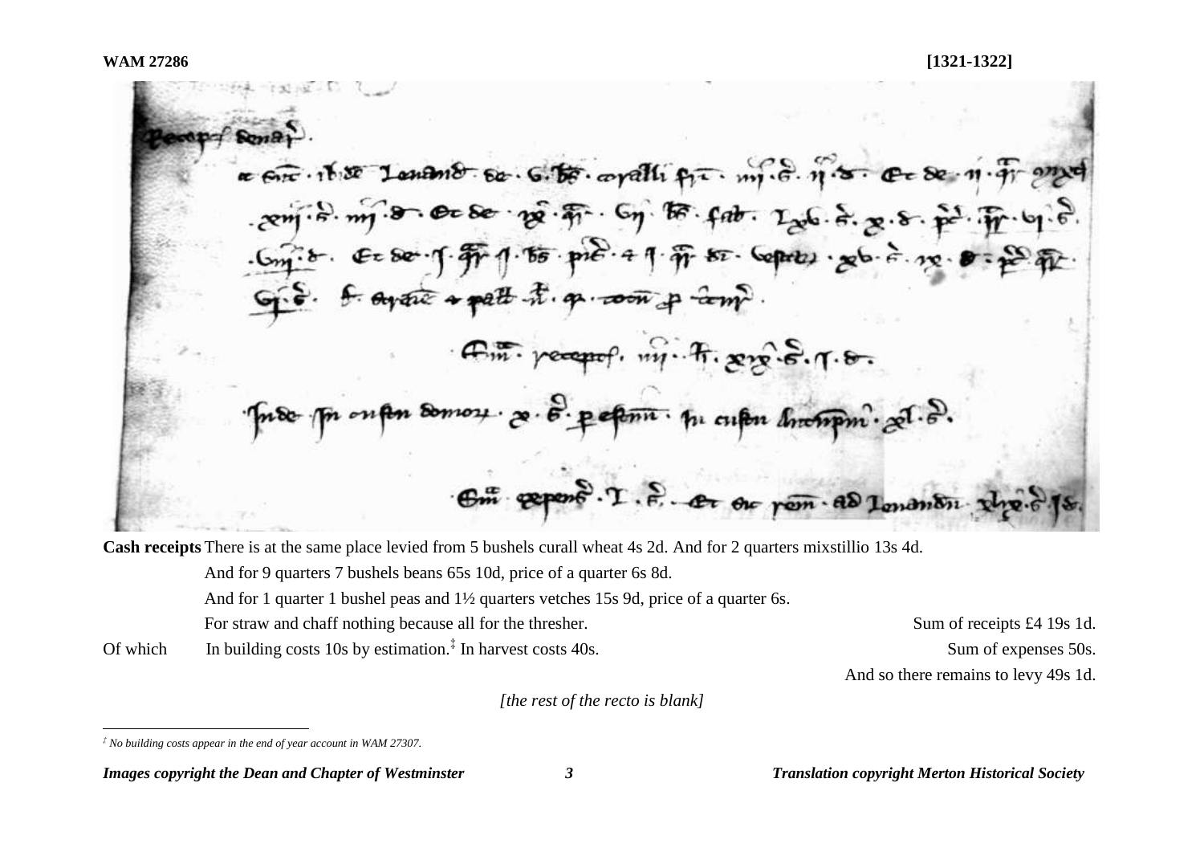**WAM 27286** **[1321-1322]**

| | | |
|---|---|---|
| **Cash receipts** | There is at the same place levied from 5 bushels curall wheat 4s 2d. And for 2 quarters mixstillio 13s 4d. | |
| | And for 9 quarters 7 bushels beans 65s 10d, price of a quarter 6s 8d. | |
| | And for 1 quarter 1 bushel peas and 1½ quarters vetches 15s 9d, price of a quarter 6s. | |
| | For straw and chaff nothing because all for the thresher. | Sum of receipts £4 19s 1d. |
| Of which | In building costs 10s by estimation.‡ In harvest costs 40s. | Sum of expenses 50s. |
| | | And so there remains to levy 49s 1d. |

*[the rest of the recto is blank]*

‡ *No building costs appear in the end of year account in WAM 27307.*

*Images copyright the Dean and Chapter of Westminster* *Translation copyright Merton Historical Society*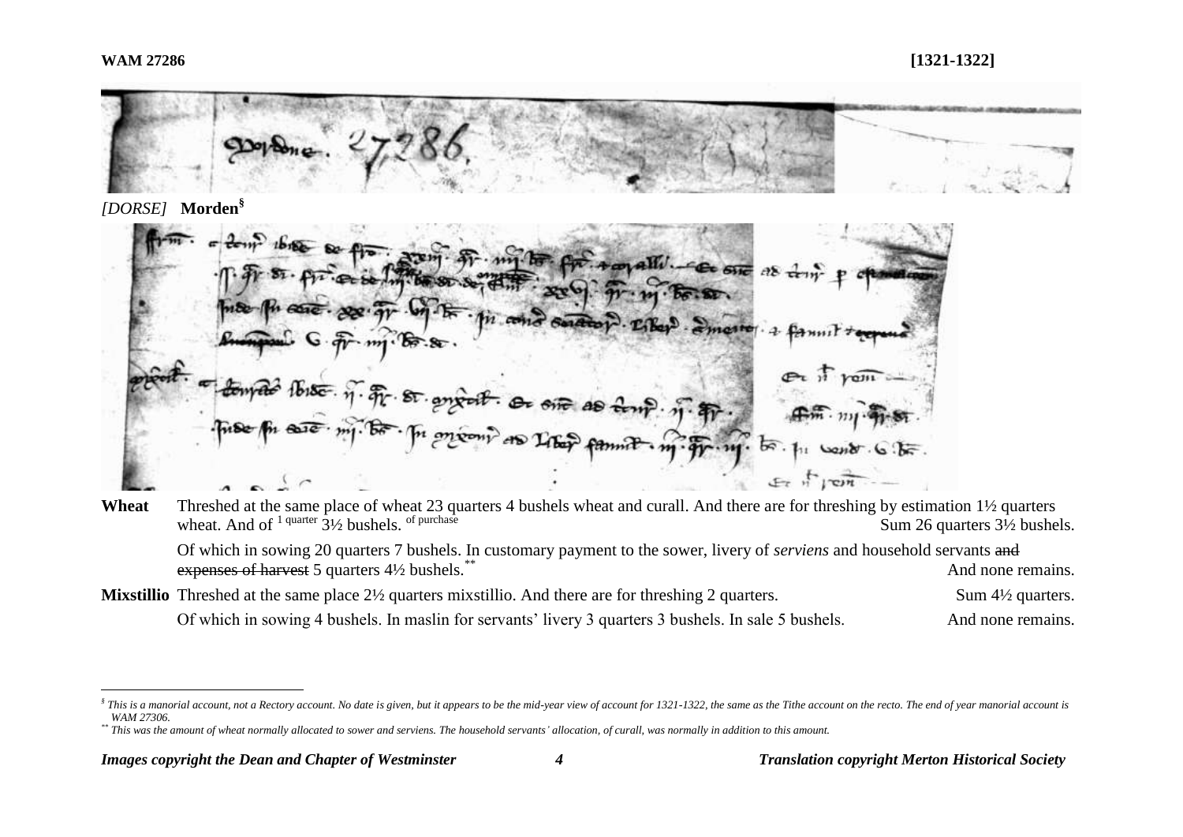WAM 27286 [1321-1322]

*[DORSE]* **Morden**[§]

| | | |
|---|---|---|
| **Wheat** | Threshed at the same place of wheat 23 quarters 4 bushels wheat and curall. And there are for threshing by estimation 1½ quarters wheat. And of [1 quarter] 3½ bushels. [of purchase] | Sum 26 quarters 3½ bushels. |
| | Of which in sowing 20 quarters 7 bushels. In customary payment to the sower, livery of *serviens* and household servants ~~and expenses of harvest~~ 5 quarters 4½ bushels.[**] | And none remains. |
| **Mixstillio** | Threshed at the same place 2½ quarters mixstillio. And there are for threshing 2 quarters. | Sum 4½ quarters. |
| | Of which in sowing 4 bushels. In maslin for servants' livery 3 quarters 3 bushels. In sale 5 bushels. | And none remains. |

---

[§] *This is a manorial account, not a Rectory account. No date is given, but it appears to be the mid-year view of account for 1321-1322, the same as the Tithe account on the recto. The end of year manorial account is WAM 27306.*

[**] *This was the amount of wheat normally allocated to sower and serviens. The household servants' allocation, of curall, was normally in addition to this amount.*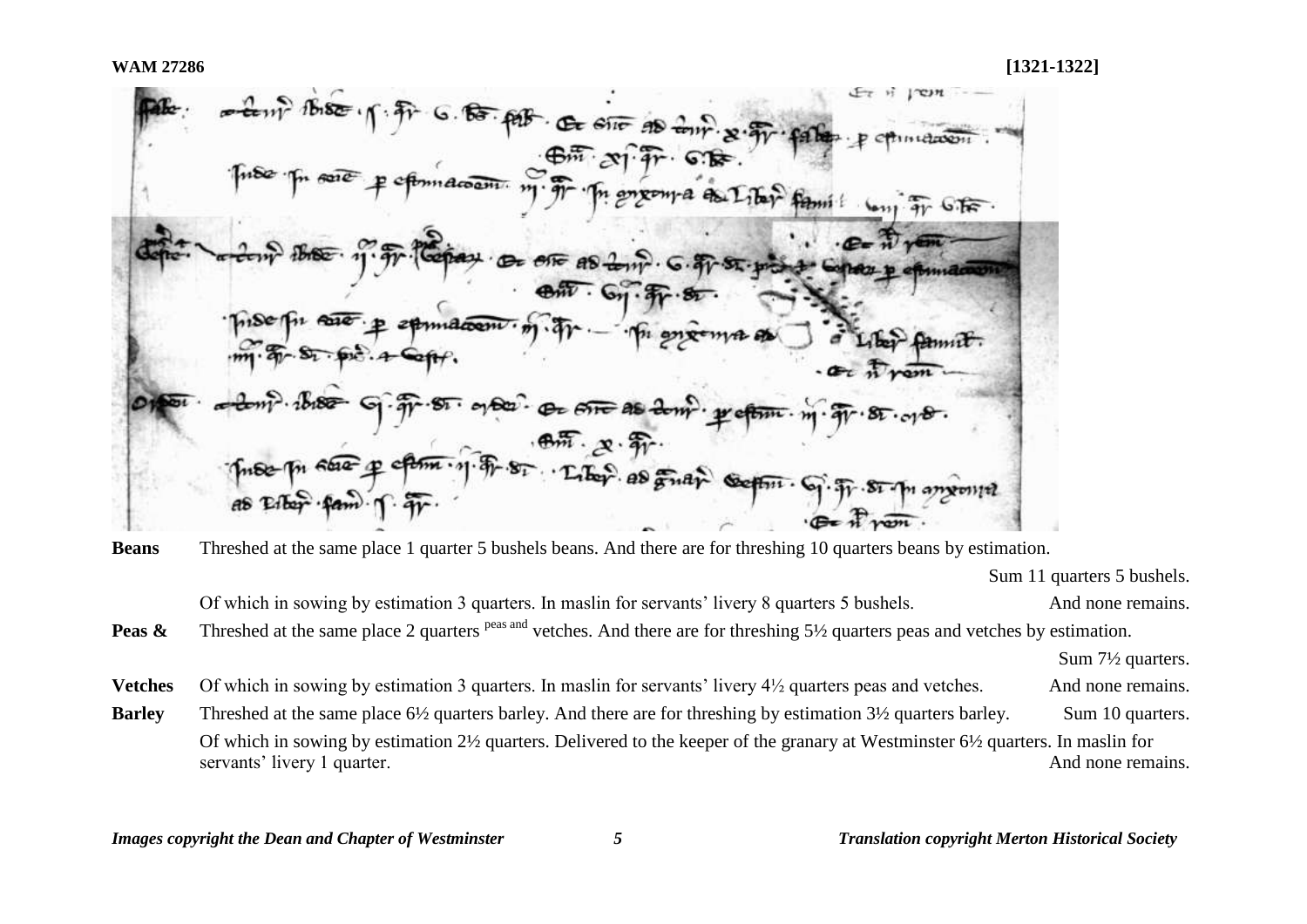**WAM 27286** **[1321-1322]**

**Beans** Threshed at the same place 1 quarter 5 bushels beans. And there are for threshing 10 quarters beans by estimation.

Sum 11 quarters 5 bushels.

Of which in sowing by estimation 3 quarters. In maslin for servants' livery 8 quarters 5 bushels. And none remains.

**Peas & Vetches** Threshed at the same place 2 quarters [peas and] vetches. And there are for threshing 5½ quarters peas and vetches by estimation.

Sum 7½ quarters.

Of which in sowing by estimation 3 quarters. In maslin for servants' livery 4½ quarters peas and vetches. And none remains.

**Barley** Threshed at the same place 6½ quarters barley. And there are for threshing by estimation 3½ quarters barley. Sum 10 quarters.

Of which in sowing by estimation 2½ quarters. Delivered to the keeper of the granary at Westminster 6½ quarters. In maslin for servants' livery 1 quarter. And none remains.

*Images copyright the Dean and Chapter of Westminster* *Translation copyright Merton Historical Society*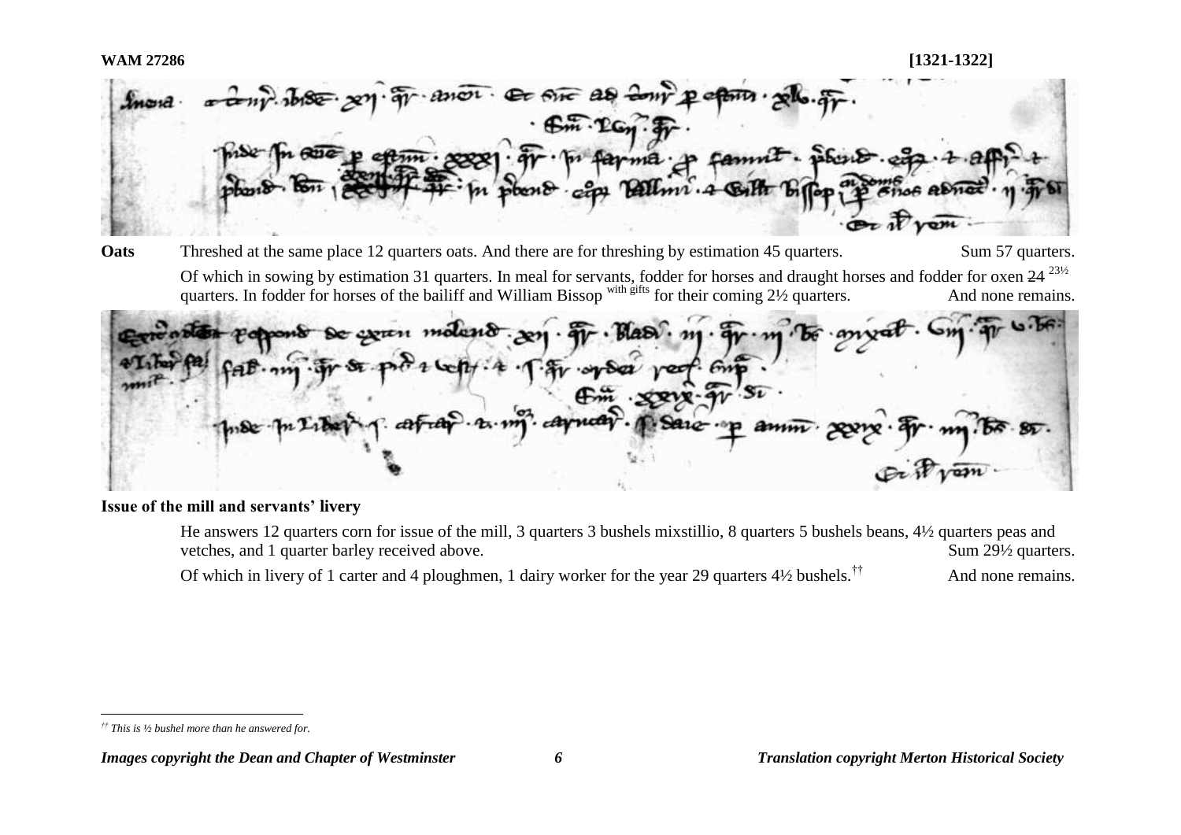**Oats** Threshed at the same place 12 quarters oats. And there are for threshing by estimation 45 quarters. Sum 57 quarters.

Of which in sowing by estimation 31 quarters. In meal for servants, fodder for horses and draught horses and fodder for oxen ~~24~~ 23½ quarters. In fodder for horses of the bailiff and William Bissop with gifts for their coming 2½ quarters. And none remains.

**Issue of the mill and servants' livery**

He answers 12 quarters corn for issue of the mill, 3 quarters 3 bushels mixstillio, 8 quarters 5 bushels beans, 4½ quarters peas and vetches, and 1 quarter barley received above. Sum 29½ quarters.

Of which in livery of 1 carter and 4 ploughmen, 1 dairy worker for the year 29 quarters 4½ bushels.[††] And none remains.

[††] *This is ½ bushel more than he answered for.*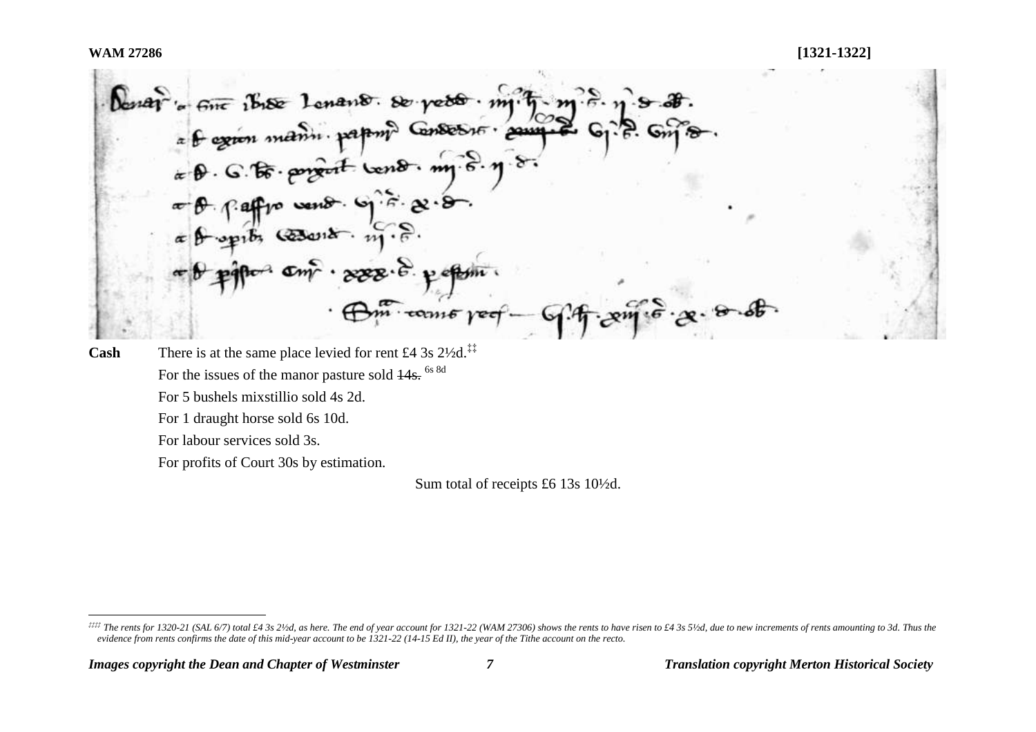**WAM 27286** **[1321-1322]**

**Cash** There is at the same place levied for rent £4 3s 2½d.[‡‡‡]

For the issues of the manor pasture sold ~~14s.~~ 6s 8d

For 5 bushels mixstillio sold 4s 2d.

For 1 draught horse sold 6s 10d.

For labour services sold 3s.

For profits of Court 30s by estimation.

Sum total of receipts £6 13s 10½d.

---

[‡‡‡] *The rents for 1320-21 (SAL 6/7) total £4 3s 2½d, as here. The end of year account for 1321-22 (WAM 27306) shows the rents to have risen to £4 3s 5½d, due to new increments of rents amounting to 3d. Thus the evidence from rents confirms the date of this mid-year account to be 1321-22 (14-15 Ed II), the year of the Tithe account on the recto.*

*Images copyright the Dean and Chapter of Westminster* *Translation copyright Merton Historical Society*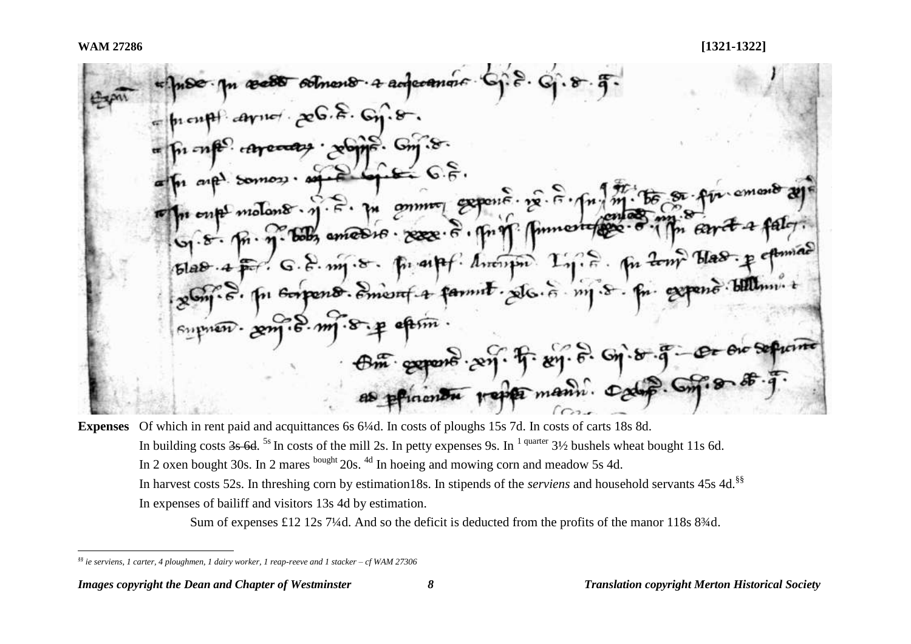**Expenses** Of which in rent paid and acquittances 6s 6¼d. In costs of ploughs 15s 7d. In costs of carts 18s 8d.

In building costs ~~3s 6d~~. [5s] In costs of the mill 2s. In petty expenses 9s. In [1 quarter] 3½ bushels wheat bought 11s 6d.

In 2 oxen bought 30s. In 2 mares [bought] 20s. [4d] In hoeing and mowing corn and meadow 5s 4d.

In harvest costs 52s. In threshing corn by estimation18s. In stipends of the *serviens* and household servants 45s 4d.[§§]

In expenses of bailiff and visitors 13s 4d by estimation.

Sum of expenses £12 12s 7¼d. And so the deficit is deducted from the profits of the manor 118s 8¾d.

---

[§§] *ie serviens, 1 carter, 4 ploughmen, 1 dairy worker, 1 reap-reeve and 1 stacker – cf WAM 27306*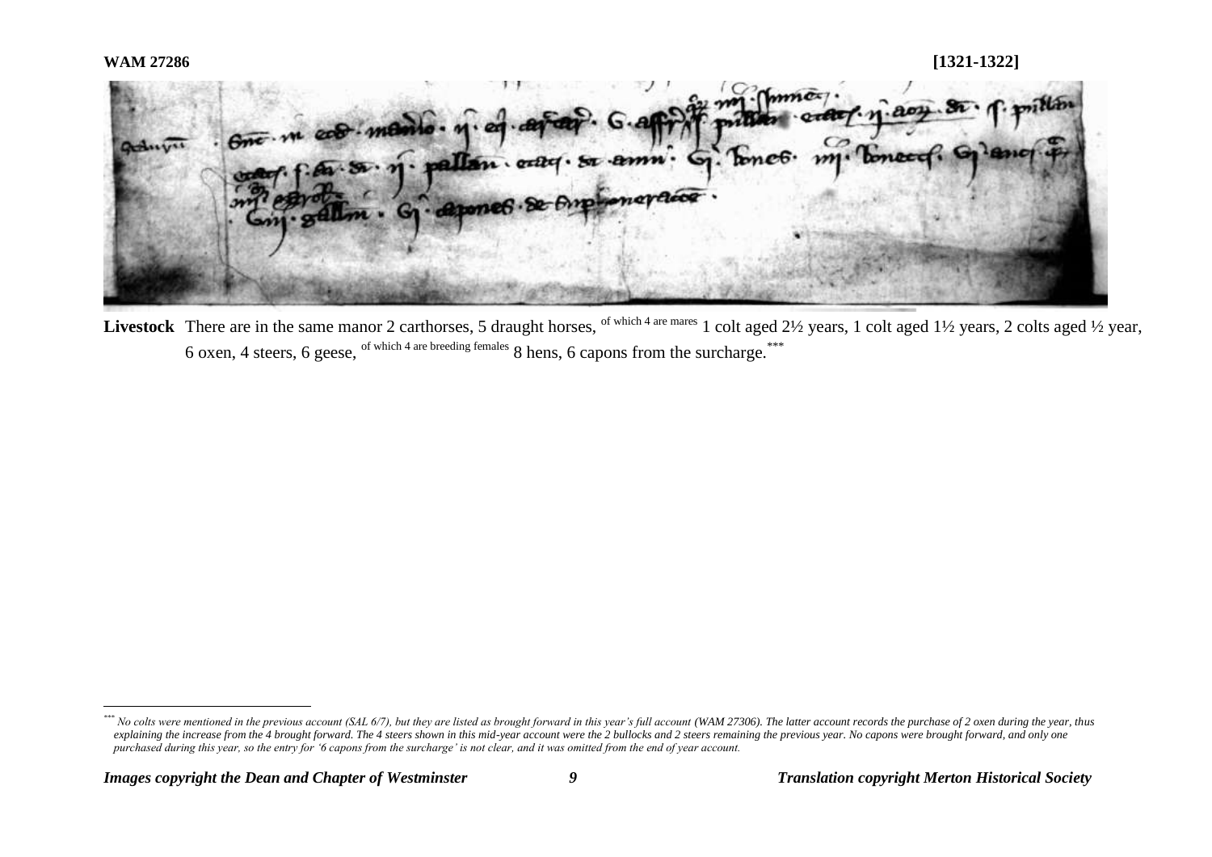**Livestock** There are in the same manor 2 carthorses, 5 draught horses, [of which 4 are mares] 1 colt aged 2½ years, 1 colt aged 1½ years, 2 colts aged ½ year, 6 oxen, 4 steers, 6 geese, [of which 4 are breeding females] 8 hens, 6 capons from the surcharge.[***]

---

[***] *No colts were mentioned in the previous account (SAL 6/7), but they are listed as brought forward in this year's full account (WAM 27306). The latter account records the purchase of 2 oxen during the year, thus explaining the increase from the 4 brought forward. The 4 steers shown in this mid-year account were the 2 bullocks and 2 steers remaining the previous year. No capons were brought forward, and only one purchased during this year, so the entry for '6 capons from the surcharge' is not clear, and it was omitted from the end of year account.*